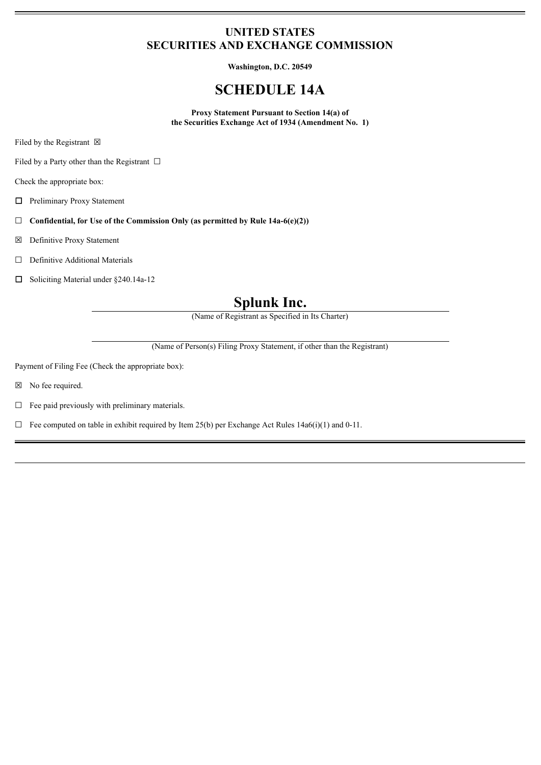# UNITED STATES
# SECURITIES AND EXCHANGE COMMISSION

**Washington, D.C. 20549**

# SCHEDULE 14A

**Proxy Statement Pursuant to Section 14(a) of**
**the Securities Exchange Act of 1934 (Amendment No. 1)**

Filed by the Registrant ☒

Filed by a Party other than the Registrant ☐

Check the appropriate box:

☐ Preliminary Proxy Statement

☐ **Confidential, for Use of the Commission Only (as permitted by Rule 14a-6(e)(2))**

☒ Definitive Proxy Statement

☐ Definitive Additional Materials

☐ Soliciting Material under §240.14a-12

## Splunk Inc.

(Name of Registrant as Specified in Its Charter)

(Name of Person(s) Filing Proxy Statement, if other than the Registrant)

Payment of Filing Fee (Check the appropriate box):

☒ No fee required.

☐ Fee paid previously with preliminary materials.

☐ Fee computed on table in exhibit required by Item 25(b) per Exchange Act Rules 14a6(i)(1) and 0-11.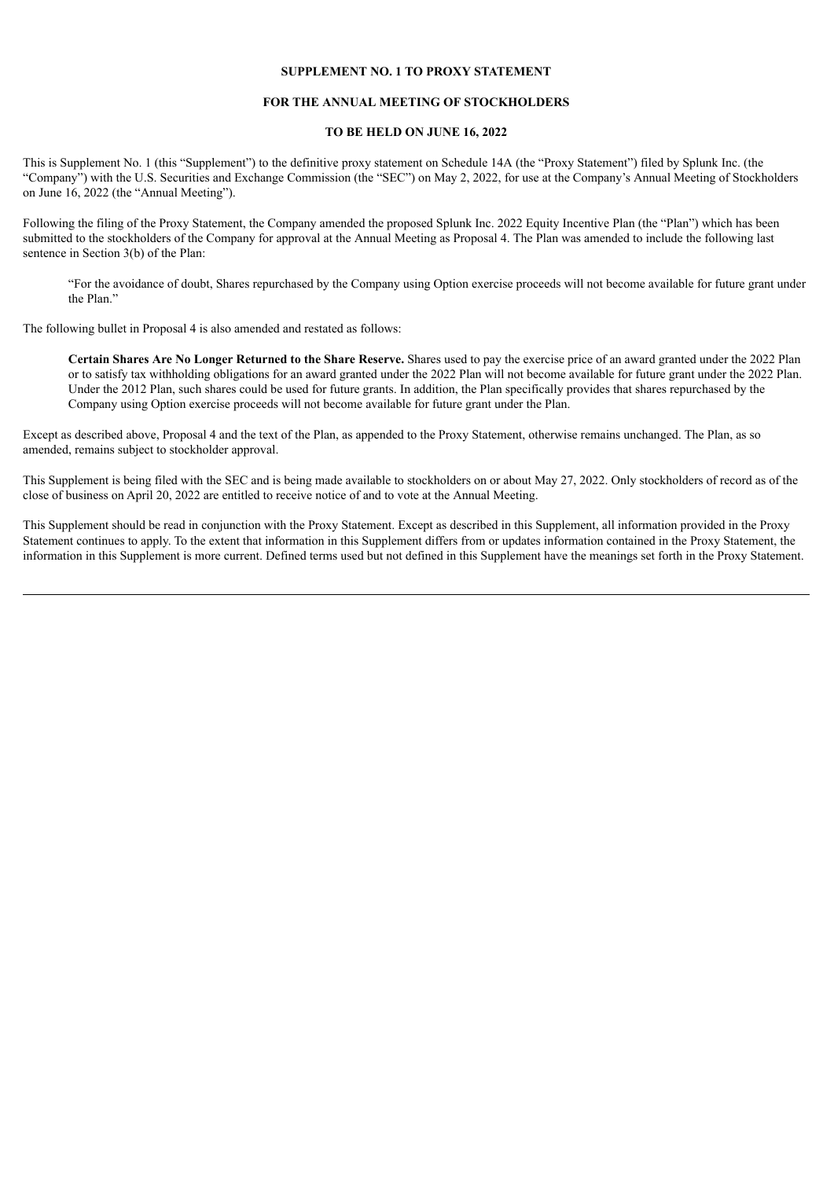**SUPPLEMENT NO. 1 TO PROXY STATEMENT**

**FOR THE ANNUAL MEETING OF STOCKHOLDERS**

**TO BE HELD ON JUNE 16, 2022**

This is Supplement No. 1 (this "Supplement") to the definitive proxy statement on Schedule 14A (the "Proxy Statement") filed by Splunk Inc. (the "Company") with the U.S. Securities and Exchange Commission (the "SEC") on May 2, 2022, for use at the Company's Annual Meeting of Stockholders on June 16, 2022 (the "Annual Meeting").

Following the filing of the Proxy Statement, the Company amended the proposed Splunk Inc. 2022 Equity Incentive Plan (the "Plan") which has been submitted to the stockholders of the Company for approval at the Annual Meeting as Proposal 4. The Plan was amended to include the following last sentence in Section 3(b) of the Plan:

> "For the avoidance of doubt, Shares repurchased by the Company using Option exercise proceeds will not become available for future grant under the Plan."

The following bullet in Proposal 4 is also amended and restated as follows:

> **Certain Shares Are No Longer Returned to the Share Reserve.** Shares used to pay the exercise price of an award granted under the 2022 Plan or to satisfy tax withholding obligations for an award granted under the 2022 Plan will not become available for future grant under the 2022 Plan. Under the 2012 Plan, such shares could be used for future grants. In addition, the Plan specifically provides that shares repurchased by the Company using Option exercise proceeds will not become available for future grant under the Plan.

Except as described above, Proposal 4 and the text of the Plan, as appended to the Proxy Statement, otherwise remains unchanged. The Plan, as so amended, remains subject to stockholder approval.

This Supplement is being filed with the SEC and is being made available to stockholders on or about May 27, 2022. Only stockholders of record as of the close of business on April 20, 2022 are entitled to receive notice of and to vote at the Annual Meeting.

This Supplement should be read in conjunction with the Proxy Statement. Except as described in this Supplement, all information provided in the Proxy Statement continues to apply. To the extent that information in this Supplement differs from or updates information contained in the Proxy Statement, the information in this Supplement is more current. Defined terms used but not defined in this Supplement have the meanings set forth in the Proxy Statement.